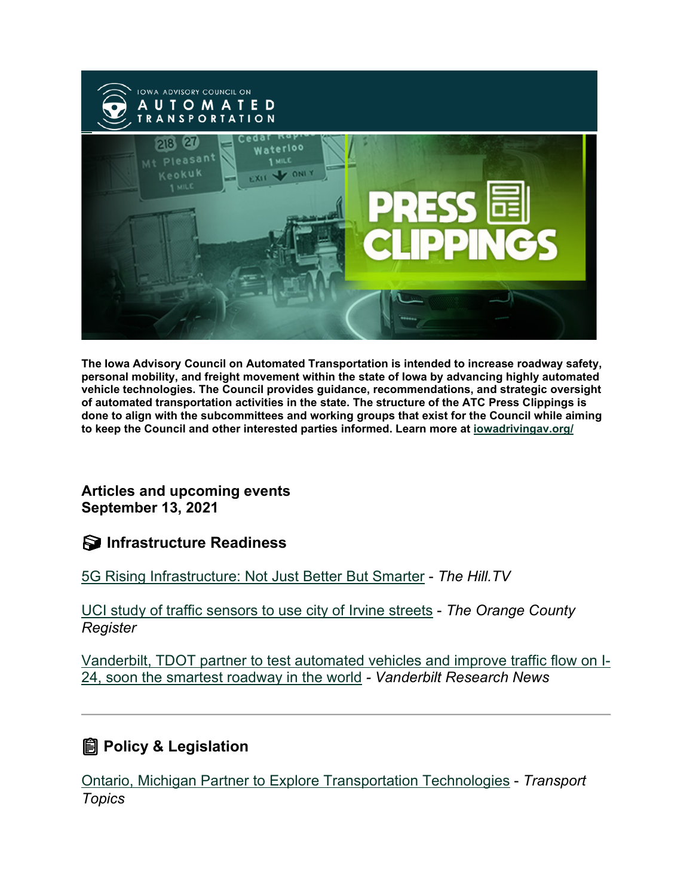The Iowa Advisory Council on Automated Transportation is intended to increase roadway safety, personal mobility, and freight movement within the state of Iowa by advancing highly automated vehicle technologies. The Council provides guidance, recommendations, and strategic oversight of automated transportation activities in the state. The structure of the ATC Press Clippings is done to align with the subcommittees and working groups that exist for the Council while aiming to keep the Council and other interested parties informed. Learn more at iowadrivingav.org/

**Articles and upcoming events**
**September 13, 2021**

## Infrastructure Readiness

5G Rising Infrastructure: Not Just Better But Smarter - *The Hill.TV*

UCI study of traffic sensors to use city of Irvine streets - *The Orange County Register*

Vanderbilt, TDOT partner to test automated vehicles and improve traffic flow on I-24, soon the smartest roadway in the world - *Vanderbilt Research News*

---

## Policy & Legislation

Ontario, Michigan Partner to Explore Transportation Technologies - *Transport Topics*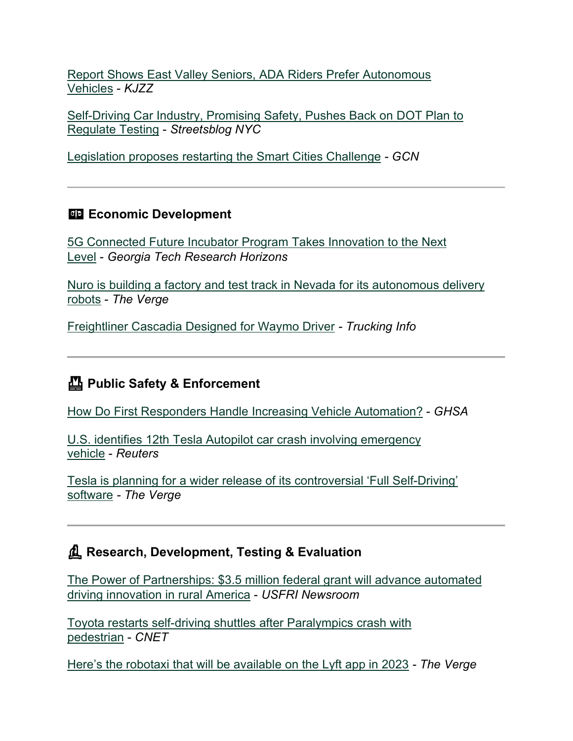Report Shows East Valley Seniors, ADA Riders Prefer Autonomous Vehicles - *KJZZ*

Self-Driving Car Industry, Promising Safety, Pushes Back on DOT Plan to Regulate Testing - *Streetsblog NYC*

Legislation proposes restarting the Smart Cities Challenge - *GCN*

---

### 💷 Economic Development

5G Connected Future Incubator Program Takes Innovation to the Next Level - *Georgia Tech Research Horizons*

Nuro is building a factory and test track in Nevada for its autonomous delivery robots - *The Verge*

Freightliner Cascadia Designed for Waymo Driver - *Trucking Info*

---

### 🚧 Public Safety & Enforcement

How Do First Responders Handle Increasing Vehicle Automation? - *GHSA*

U.S. identifies 12th Tesla Autopilot car crash involving emergency vehicle - *Reuters*

Tesla is planning for a wider release of its controversial 'Full Self-Driving' software - *The Verge*

---

### 🔬 Research, Development, Testing & Evaluation

The Power of Partnerships: $3.5 million federal grant will advance automated driving innovation in rural America - *USFRI Newsroom*

Toyota restarts self-driving shuttles after Paralympics crash with pedestrian - *CNET*

Here's the robotaxi that will be available on the Lyft app in 2023 - *The Verge*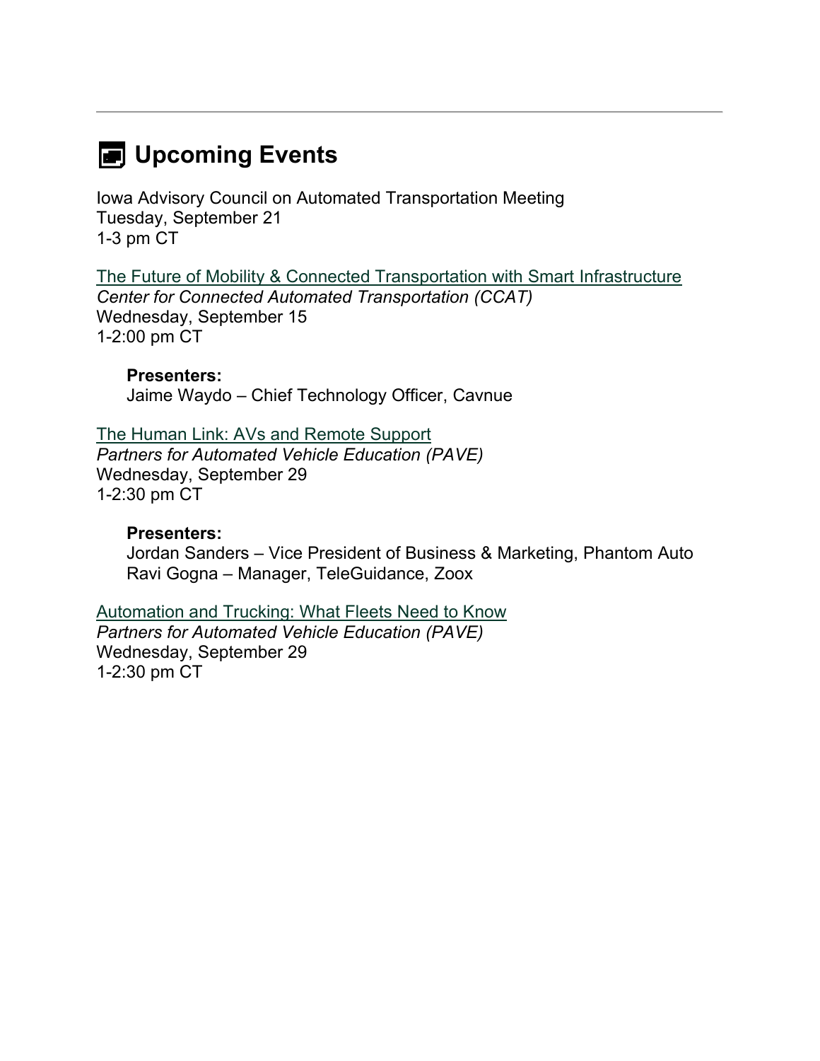## Upcoming Events

Iowa Advisory Council on Automated Transportation Meeting
Tuesday, September 21
1-3 pm CT

The Future of Mobility & Connected Transportation with Smart Infrastructure
*Center for Connected Automated Transportation (CCAT)*
Wednesday, September 15
1-2:00 pm CT

> **Presenters:**
> Jaime Waydo – Chief Technology Officer, Cavnue

The Human Link: AVs and Remote Support
*Partners for Automated Vehicle Education (PAVE)*
Wednesday, September 29
1-2:30 pm CT

> **Presenters:**
> Jordan Sanders – Vice President of Business & Marketing, Phantom Auto
> Ravi Gogna – Manager, TeleGuidance, Zoox

Automation and Trucking: What Fleets Need to Know
*Partners for Automated Vehicle Education (PAVE)*
Wednesday, September 29
1-2:30 pm CT